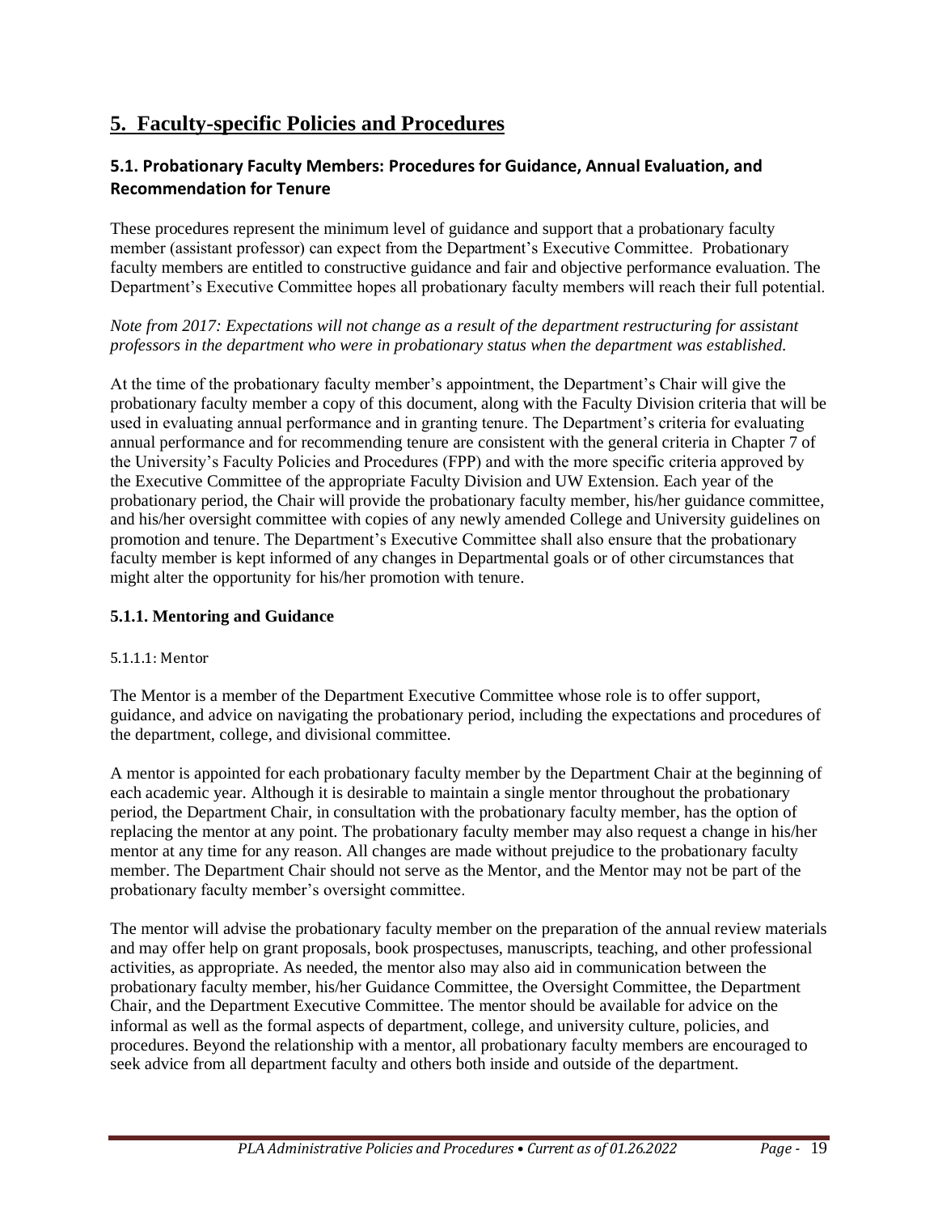# 5. Faculty-specific Policies and Procedures

## 5.1. Probationary Faculty Members: Procedures for Guidance, Annual Evaluation, and Recommendation for Tenure

These procedures represent the minimum level of guidance and support that a probationary faculty member (assistant professor) can expect from the Department's Executive Committee. Probationary faculty members are entitled to constructive guidance and fair and objective performance evaluation. The Department's Executive Committee hopes all probationary faculty members will reach their full potential.

*Note from 2017: Expectations will not change as a result of the department restructuring for assistant professors in the department who were in probationary status when the department was established.*

At the time of the probationary faculty member's appointment, the Department's Chair will give the probationary faculty member a copy of this document, along with the Faculty Division criteria that will be used in evaluating annual performance and in granting tenure. The Department's criteria for evaluating annual performance and for recommending tenure are consistent with the general criteria in Chapter 7 of the University's Faculty Policies and Procedures (FPP) and with the more specific criteria approved by the Executive Committee of the appropriate Faculty Division and UW Extension. Each year of the probationary period, the Chair will provide the probationary faculty member, his/her guidance committee, and his/her oversight committee with copies of any newly amended College and University guidelines on promotion and tenure. The Department's Executive Committee shall also ensure that the probationary faculty member is kept informed of any changes in Departmental goals or of other circumstances that might alter the opportunity for his/her promotion with tenure.

### 5.1.1. Mentoring and Guidance

#### 5.1.1.1: Mentor

The Mentor is a member of the Department Executive Committee whose role is to offer support, guidance, and advice on navigating the probationary period, including the expectations and procedures of the department, college, and divisional committee.

A mentor is appointed for each probationary faculty member by the Department Chair at the beginning of each academic year. Although it is desirable to maintain a single mentor throughout the probationary period, the Department Chair, in consultation with the probationary faculty member, has the option of replacing the mentor at any point. The probationary faculty member may also request a change in his/her mentor at any time for any reason. All changes are made without prejudice to the probationary faculty member. The Department Chair should not serve as the Mentor, and the Mentor may not be part of the probationary faculty member's oversight committee.

The mentor will advise the probationary faculty member on the preparation of the annual review materials and may offer help on grant proposals, book prospectuses, manuscripts, teaching, and other professional activities, as appropriate. As needed, the mentor also may also aid in communication between the probationary faculty member, his/her Guidance Committee, the Oversight Committee, the Department Chair, and the Department Executive Committee. The mentor should be available for advice on the informal as well as the formal aspects of department, college, and university culture, policies, and procedures. Beyond the relationship with a mentor, all probationary faculty members are encouraged to seek advice from all department faculty and others both inside and outside of the department.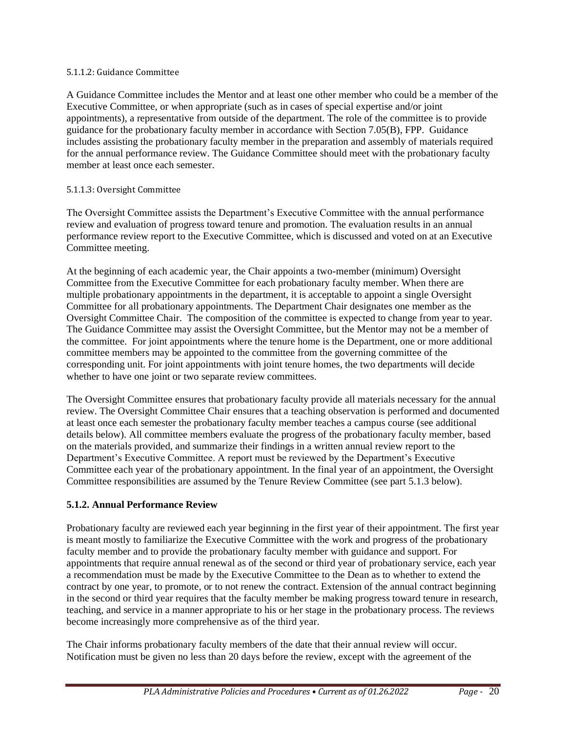#### 5.1.1.2: Guidance Committee

A Guidance Committee includes the Mentor and at least one other member who could be a member of the Executive Committee, or when appropriate (such as in cases of special expertise and/or joint appointments), a representative from outside of the department. The role of the committee is to provide guidance for the probationary faculty member in accordance with Section 7.05(B), FPP. Guidance includes assisting the probationary faculty member in the preparation and assembly of materials required for the annual performance review. The Guidance Committee should meet with the probationary faculty member at least once each semester.

#### 5.1.1.3: Oversight Committee

The Oversight Committee assists the Department's Executive Committee with the annual performance review and evaluation of progress toward tenure and promotion. The evaluation results in an annual performance review report to the Executive Committee, which is discussed and voted on at an Executive Committee meeting.

At the beginning of each academic year, the Chair appoints a two-member (minimum) Oversight Committee from the Executive Committee for each probationary faculty member. When there are multiple probationary appointments in the department, it is acceptable to appoint a single Oversight Committee for all probationary appointments. The Department Chair designates one member as the Oversight Committee Chair. The composition of the committee is expected to change from year to year. The Guidance Committee may assist the Oversight Committee, but the Mentor may not be a member of the committee. For joint appointments where the tenure home is the Department, one or more additional committee members may be appointed to the committee from the governing committee of the corresponding unit. For joint appointments with joint tenure homes, the two departments will decide whether to have one joint or two separate review committees.

The Oversight Committee ensures that probationary faculty provide all materials necessary for the annual review. The Oversight Committee Chair ensures that a teaching observation is performed and documented at least once each semester the probationary faculty member teaches a campus course (see additional details below). All committee members evaluate the progress of the probationary faculty member, based on the materials provided, and summarize their findings in a written annual review report to the Department's Executive Committee. A report must be reviewed by the Department's Executive Committee each year of the probationary appointment. In the final year of an appointment, the Oversight Committee responsibilities are assumed by the Tenure Review Committee (see part 5.1.3 below).

### 5.1.2. Annual Performance Review

Probationary faculty are reviewed each year beginning in the first year of their appointment. The first year is meant mostly to familiarize the Executive Committee with the work and progress of the probationary faculty member and to provide the probationary faculty member with guidance and support. For appointments that require annual renewal as of the second or third year of probationary service, each year a recommendation must be made by the Executive Committee to the Dean as to whether to extend the contract by one year, to promote, or to not renew the contract. Extension of the annual contract beginning in the second or third year requires that the faculty member be making progress toward tenure in research, teaching, and service in a manner appropriate to his or her stage in the probationary process. The reviews become increasingly more comprehensive as of the third year.

The Chair informs probationary faculty members of the date that their annual review will occur. Notification must be given no less than 20 days before the review, except with the agreement of the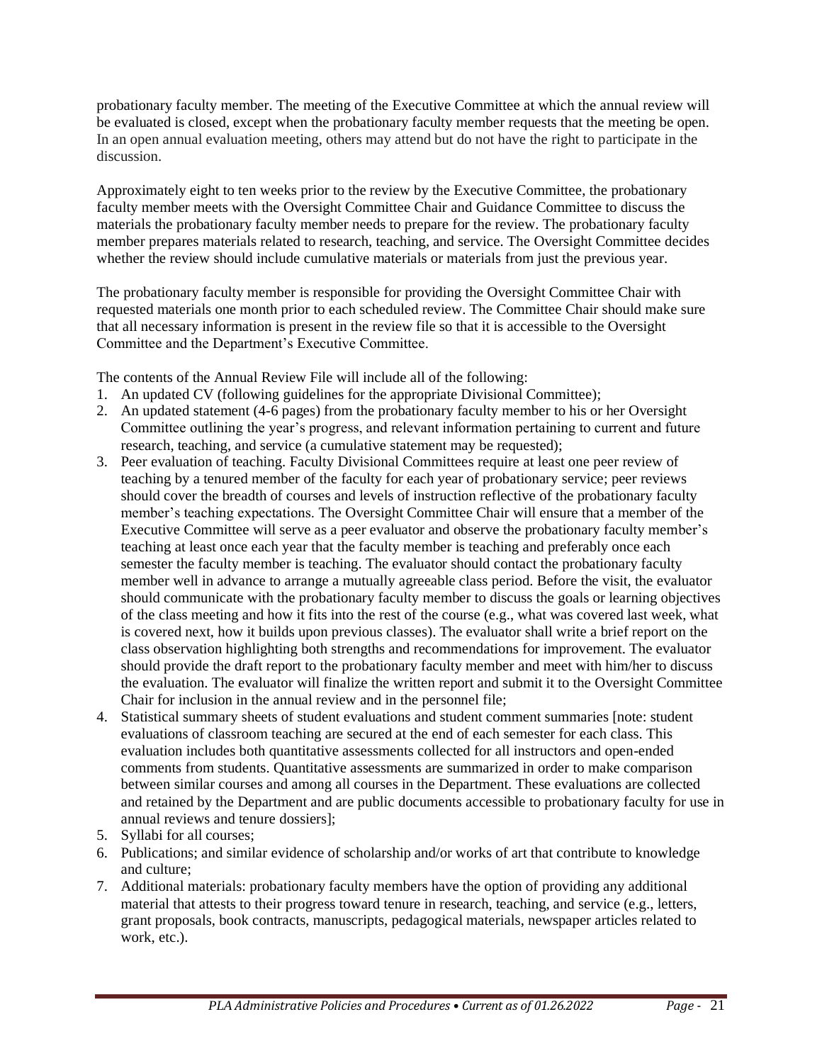probationary faculty member. The meeting of the Executive Committee at which the annual review will be evaluated is closed, except when the probationary faculty member requests that the meeting be open. In an open annual evaluation meeting, others may attend but do not have the right to participate in the discussion.

Approximately eight to ten weeks prior to the review by the Executive Committee, the probationary faculty member meets with the Oversight Committee Chair and Guidance Committee to discuss the materials the probationary faculty member needs to prepare for the review. The probationary faculty member prepares materials related to research, teaching, and service. The Oversight Committee decides whether the review should include cumulative materials or materials from just the previous year.

The probationary faculty member is responsible for providing the Oversight Committee Chair with requested materials one month prior to each scheduled review. The Committee Chair should make sure that all necessary information is present in the review file so that it is accessible to the Oversight Committee and the Department's Executive Committee.

The contents of the Annual Review File will include all of the following:

1. An updated CV (following guidelines for the appropriate Divisional Committee);
2. An updated statement (4-6 pages) from the probationary faculty member to his or her Oversight Committee outlining the year's progress, and relevant information pertaining to current and future research, teaching, and service (a cumulative statement may be requested);
3. Peer evaluation of teaching. Faculty Divisional Committees require at least one peer review of teaching by a tenured member of the faculty for each year of probationary service; peer reviews should cover the breadth of courses and levels of instruction reflective of the probationary faculty member's teaching expectations. The Oversight Committee Chair will ensure that a member of the Executive Committee will serve as a peer evaluator and observe the probationary faculty member's teaching at least once each year that the faculty member is teaching and preferably once each semester the faculty member is teaching. The evaluator should contact the probationary faculty member well in advance to arrange a mutually agreeable class period. Before the visit, the evaluator should communicate with the probationary faculty member to discuss the goals or learning objectives of the class meeting and how it fits into the rest of the course (e.g., what was covered last week, what is covered next, how it builds upon previous classes). The evaluator shall write a brief report on the class observation highlighting both strengths and recommendations for improvement. The evaluator should provide the draft report to the probationary faculty member and meet with him/her to discuss the evaluation. The evaluator will finalize the written report and submit it to the Oversight Committee Chair for inclusion in the annual review and in the personnel file;
4. Statistical summary sheets of student evaluations and student comment summaries [note: student evaluations of classroom teaching are secured at the end of each semester for each class. This evaluation includes both quantitative assessments collected for all instructors and open-ended comments from students. Quantitative assessments are summarized in order to make comparison between similar courses and among all courses in the Department. These evaluations are collected and retained by the Department and are public documents accessible to probationary faculty for use in annual reviews and tenure dossiers];
5. Syllabi for all courses;
6. Publications; and similar evidence of scholarship and/or works of art that contribute to knowledge and culture;
7. Additional materials: probationary faculty members have the option of providing any additional material that attests to their progress toward tenure in research, teaching, and service (e.g., letters, grant proposals, book contracts, manuscripts, pedagogical materials, newspaper articles related to work, etc.).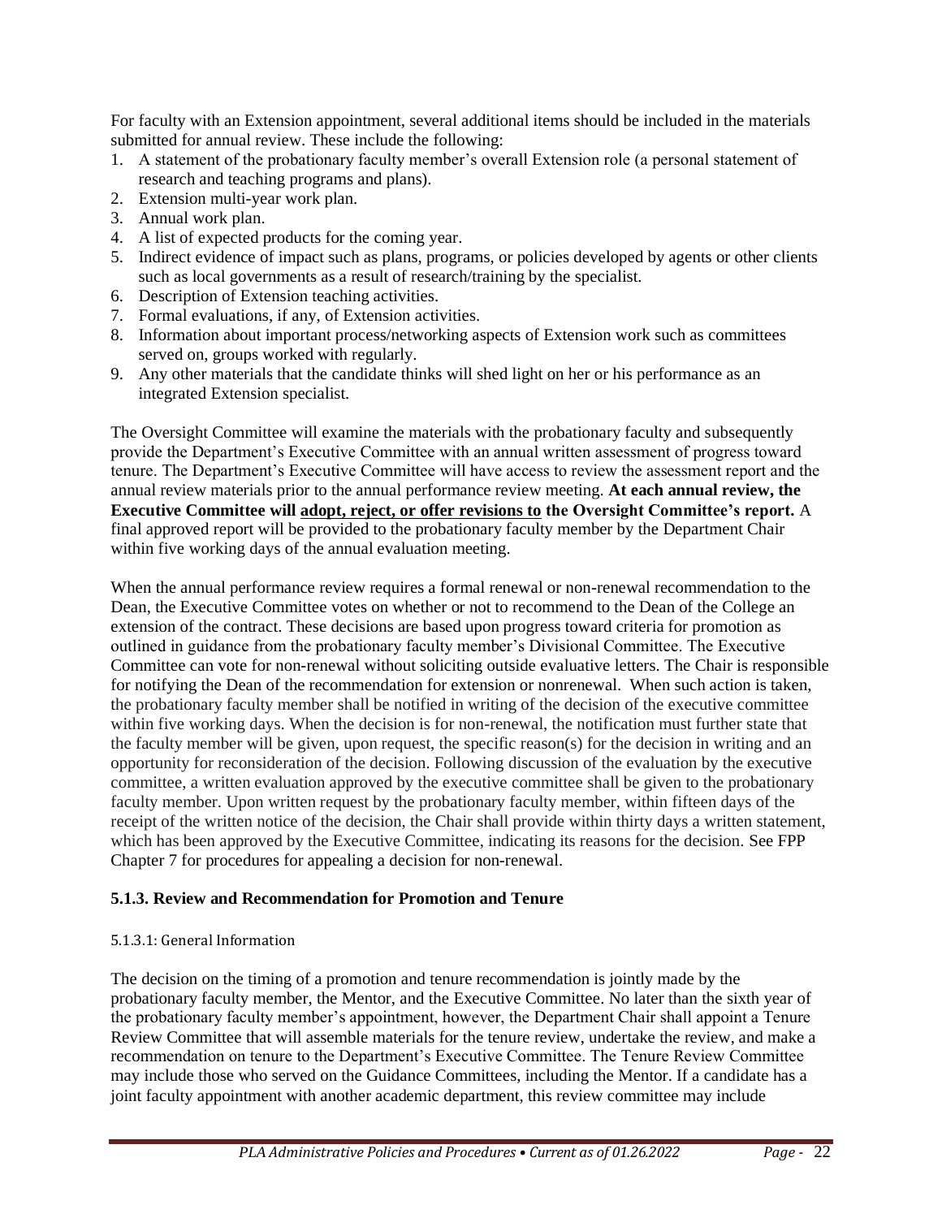For faculty with an Extension appointment, several additional items should be included in the materials submitted for annual review. These include the following:

1. A statement of the probationary faculty member's overall Extension role (a personal statement of research and teaching programs and plans).
2. Extension multi-year work plan.
3. Annual work plan.
4. A list of expected products for the coming year.
5. Indirect evidence of impact such as plans, programs, or policies developed by agents or other clients such as local governments as a result of research/training by the specialist.
6. Description of Extension teaching activities.
7. Formal evaluations, if any, of Extension activities.
8. Information about important process/networking aspects of Extension work such as committees served on, groups worked with regularly.
9. Any other materials that the candidate thinks will shed light on her or his performance as an integrated Extension specialist.

The Oversight Committee will examine the materials with the probationary faculty and subsequently provide the Department's Executive Committee with an annual written assessment of progress toward tenure. The Department's Executive Committee will have access to review the assessment report and the annual review materials prior to the annual performance review meeting. **At each annual review, the Executive Committee will <u>adopt, reject, or offer revisions to</u> the Oversight Committee's report.** A final approved report will be provided to the probationary faculty member by the Department Chair within five working days of the annual evaluation meeting.

When the annual performance review requires a formal renewal or non-renewal recommendation to the Dean, the Executive Committee votes on whether or not to recommend to the Dean of the College an extension of the contract. These decisions are based upon progress toward criteria for promotion as outlined in guidance from the probationary faculty member's Divisional Committee. The Executive Committee can vote for non-renewal without soliciting outside evaluative letters. The Chair is responsible for notifying the Dean of the recommendation for extension or nonrenewal. When such action is taken, the probationary faculty member shall be notified in writing of the decision of the executive committee within five working days. When the decision is for non-renewal, the notification must further state that the faculty member will be given, upon request, the specific reason(s) for the decision in writing and an opportunity for reconsideration of the decision. Following discussion of the evaluation by the executive committee, a written evaluation approved by the executive committee shall be given to the probationary faculty member. Upon written request by the probationary faculty member, within fifteen days of the receipt of the written notice of the decision, the Chair shall provide within thirty days a written statement, which has been approved by the Executive Committee, indicating its reasons for the decision. See FPP Chapter 7 for procedures for appealing a decision for non-renewal.

### 5.1.3. Review and Recommendation for Promotion and Tenure

#### 5.1.3.1: General Information

The decision on the timing of a promotion and tenure recommendation is jointly made by the probationary faculty member, the Mentor, and the Executive Committee. No later than the sixth year of the probationary faculty member's appointment, however, the Department Chair shall appoint a Tenure Review Committee that will assemble materials for the tenure review, undertake the review, and make a recommendation on tenure to the Department's Executive Committee. The Tenure Review Committee may include those who served on the Guidance Committees, including the Mentor. If a candidate has a joint faculty appointment with another academic department, this review committee may include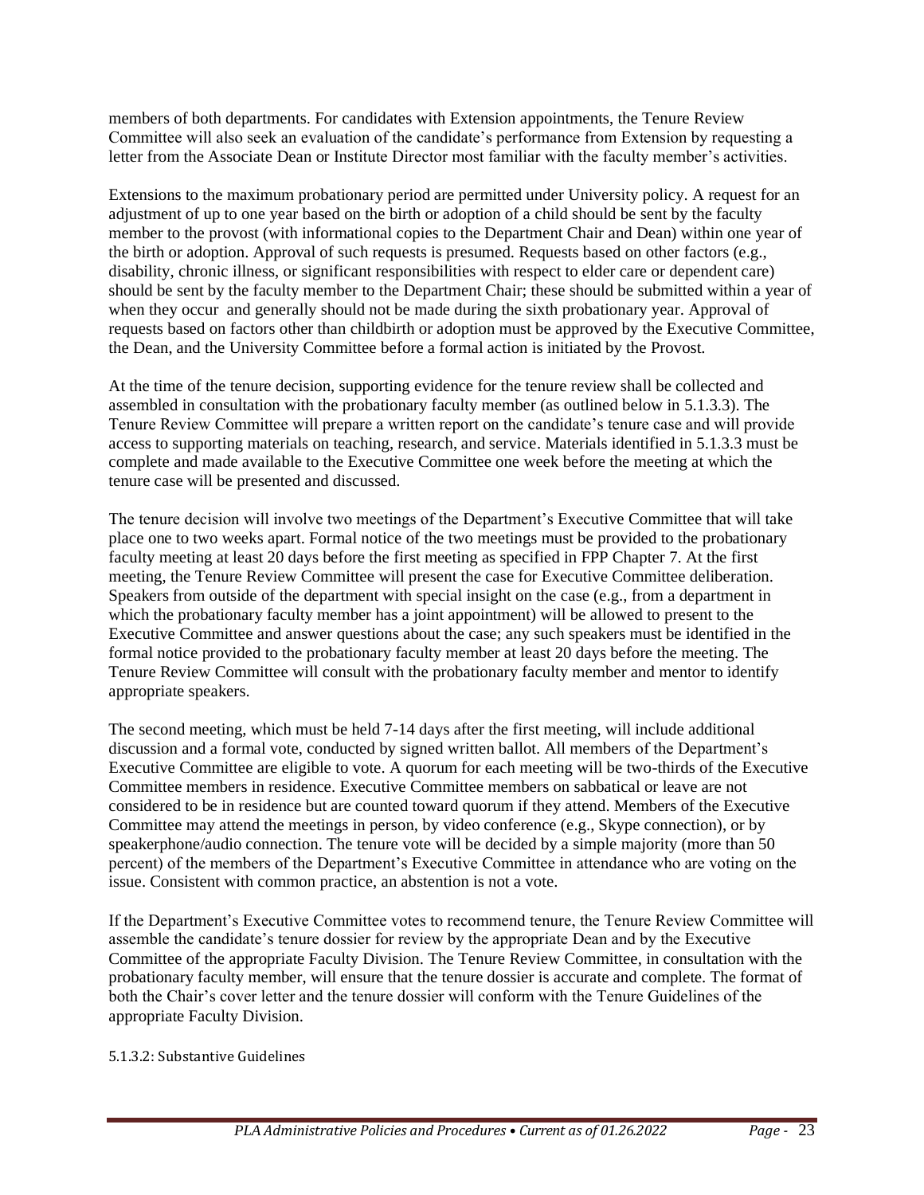members of both departments. For candidates with Extension appointments, the Tenure Review Committee will also seek an evaluation of the candidate's performance from Extension by requesting a letter from the Associate Dean or Institute Director most familiar with the faculty member's activities.

Extensions to the maximum probationary period are permitted under University policy. A request for an adjustment of up to one year based on the birth or adoption of a child should be sent by the faculty member to the provost (with informational copies to the Department Chair and Dean) within one year of the birth or adoption. Approval of such requests is presumed. Requests based on other factors (e.g., disability, chronic illness, or significant responsibilities with respect to elder care or dependent care) should be sent by the faculty member to the Department Chair; these should be submitted within a year of when they occur and generally should not be made during the sixth probationary year. Approval of requests based on factors other than childbirth or adoption must be approved by the Executive Committee, the Dean, and the University Committee before a formal action is initiated by the Provost.

At the time of the tenure decision, supporting evidence for the tenure review shall be collected and assembled in consultation with the probationary faculty member (as outlined below in 5.1.3.3). The Tenure Review Committee will prepare a written report on the candidate's tenure case and will provide access to supporting materials on teaching, research, and service. Materials identified in 5.1.3.3 must be complete and made available to the Executive Committee one week before the meeting at which the tenure case will be presented and discussed.

The tenure decision will involve two meetings of the Department's Executive Committee that will take place one to two weeks apart. Formal notice of the two meetings must be provided to the probationary faculty meeting at least 20 days before the first meeting as specified in FPP Chapter 7. At the first meeting, the Tenure Review Committee will present the case for Executive Committee deliberation. Speakers from outside of the department with special insight on the case (e.g., from a department in which the probationary faculty member has a joint appointment) will be allowed to present to the Executive Committee and answer questions about the case; any such speakers must be identified in the formal notice provided to the probationary faculty member at least 20 days before the meeting. The Tenure Review Committee will consult with the probationary faculty member and mentor to identify appropriate speakers.

The second meeting, which must be held 7-14 days after the first meeting, will include additional discussion and a formal vote, conducted by signed written ballot. All members of the Department's Executive Committee are eligible to vote. A quorum for each meeting will be two-thirds of the Executive Committee members in residence. Executive Committee members on sabbatical or leave are not considered to be in residence but are counted toward quorum if they attend. Members of the Executive Committee may attend the meetings in person, by video conference (e.g., Skype connection), or by speakerphone/audio connection. The tenure vote will be decided by a simple majority (more than 50 percent) of the members of the Department's Executive Committee in attendance who are voting on the issue. Consistent with common practice, an abstention is not a vote.

If the Department's Executive Committee votes to recommend tenure, the Tenure Review Committee will assemble the candidate's tenure dossier for review by the appropriate Dean and by the Executive Committee of the appropriate Faculty Division. The Tenure Review Committee, in consultation with the probationary faculty member, will ensure that the tenure dossier is accurate and complete. The format of both the Chair's cover letter and the tenure dossier will conform with the Tenure Guidelines of the appropriate Faculty Division.

#### 5.1.3.2: Substantive Guidelines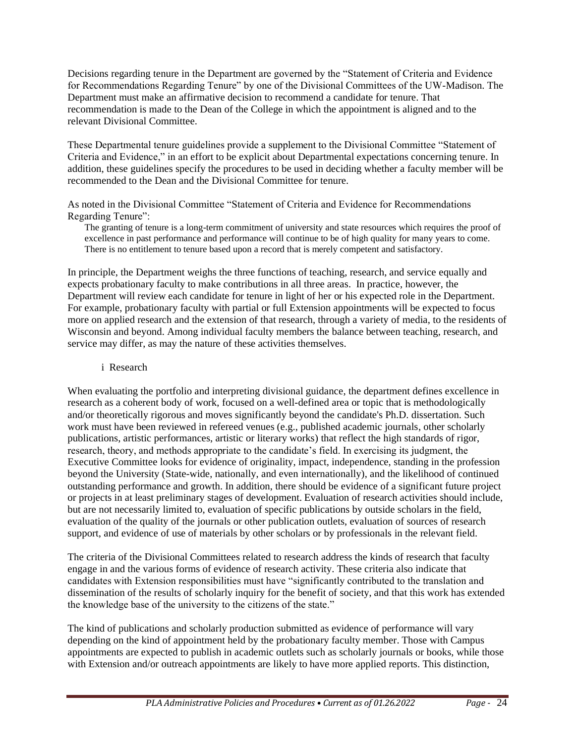Decisions regarding tenure in the Department are governed by the "Statement of Criteria and Evidence for Recommendations Regarding Tenure" by one of the Divisional Committees of the UW-Madison. The Department must make an affirmative decision to recommend a candidate for tenure. That recommendation is made to the Dean of the College in which the appointment is aligned and to the relevant Divisional Committee.

These Departmental tenure guidelines provide a supplement to the Divisional Committee "Statement of Criteria and Evidence," in an effort to be explicit about Departmental expectations concerning tenure. In addition, these guidelines specify the procedures to be used in deciding whether a faculty member will be recommended to the Dean and the Divisional Committee for tenure.

As noted in the Divisional Committee "Statement of Criteria and Evidence for Recommendations Regarding Tenure":

> The granting of tenure is a long-term commitment of university and state resources which requires the proof of excellence in past performance and performance will continue to be of high quality for many years to come. There is no entitlement to tenure based upon a record that is merely competent and satisfactory.

In principle, the Department weighs the three functions of teaching, research, and service equally and expects probationary faculty to make contributions in all three areas. In practice, however, the Department will review each candidate for tenure in light of her or his expected role in the Department. For example, probationary faculty with partial or full Extension appointments will be expected to focus more on applied research and the extension of that research, through a variety of media, to the residents of Wisconsin and beyond. Among individual faculty members the balance between teaching, research, and service may differ, as may the nature of these activities themselves.

i Research

When evaluating the portfolio and interpreting divisional guidance, the department defines excellence in research as a coherent body of work, focused on a well-defined area or topic that is methodologically and/or theoretically rigorous and moves significantly beyond the candidate's Ph.D. dissertation. Such work must have been reviewed in refereed venues (e.g., published academic journals, other scholarly publications, artistic performances, artistic or literary works) that reflect the high standards of rigor, research, theory, and methods appropriate to the candidate's field. In exercising its judgment, the Executive Committee looks for evidence of originality, impact, independence, standing in the profession beyond the University (State-wide, nationally, and even internationally), and the likelihood of continued outstanding performance and growth. In addition, there should be evidence of a significant future project or projects in at least preliminary stages of development. Evaluation of research activities should include, but are not necessarily limited to, evaluation of specific publications by outside scholars in the field, evaluation of the quality of the journals or other publication outlets, evaluation of sources of research support, and evidence of use of materials by other scholars or by professionals in the relevant field.

The criteria of the Divisional Committees related to research address the kinds of research that faculty engage in and the various forms of evidence of research activity. These criteria also indicate that candidates with Extension responsibilities must have "significantly contributed to the translation and dissemination of the results of scholarly inquiry for the benefit of society, and that this work has extended the knowledge base of the university to the citizens of the state."

The kind of publications and scholarly production submitted as evidence of performance will vary depending on the kind of appointment held by the probationary faculty member. Those with Campus appointments are expected to publish in academic outlets such as scholarly journals or books, while those with Extension and/or outreach appointments are likely to have more applied reports. This distinction,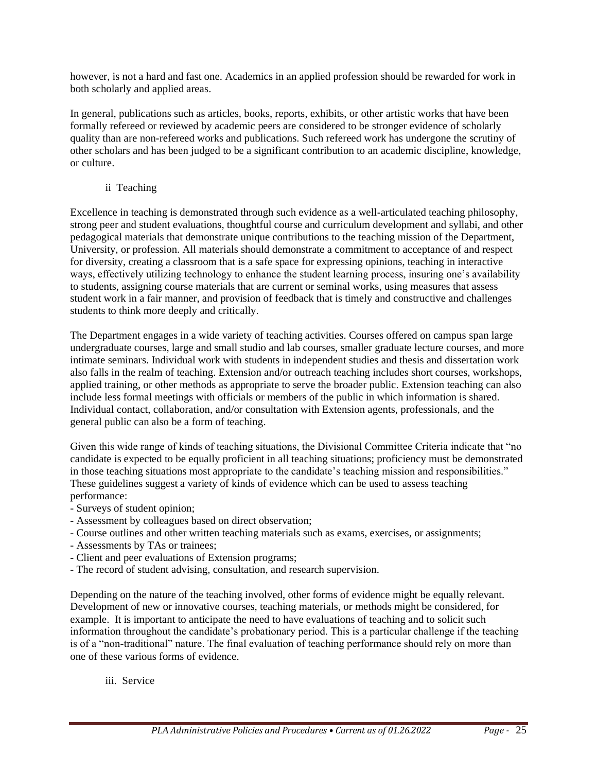however, is not a hard and fast one. Academics in an applied profession should be rewarded for work in both scholarly and applied areas.

In general, publications such as articles, books, reports, exhibits, or other artistic works that have been formally refereed or reviewed by academic peers are considered to be stronger evidence of scholarly quality than are non-refereed works and publications. Such refereed work has undergone the scrutiny of other scholars and has been judged to be a significant contribution to an academic discipline, knowledge, or culture.

#### ii Teaching

Excellence in teaching is demonstrated through such evidence as a well-articulated teaching philosophy, strong peer and student evaluations, thoughtful course and curriculum development and syllabi, and other pedagogical materials that demonstrate unique contributions to the teaching mission of the Department, University, or profession. All materials should demonstrate a commitment to acceptance of and respect for diversity, creating a classroom that is a safe space for expressing opinions, teaching in interactive ways, effectively utilizing technology to enhance the student learning process, insuring one's availability to students, assigning course materials that are current or seminal works, using measures that assess student work in a fair manner, and provision of feedback that is timely and constructive and challenges students to think more deeply and critically.

The Department engages in a wide variety of teaching activities. Courses offered on campus span large undergraduate courses, large and small studio and lab courses, smaller graduate lecture courses, and more intimate seminars. Individual work with students in independent studies and thesis and dissertation work also falls in the realm of teaching. Extension and/or outreach teaching includes short courses, workshops, applied training, or other methods as appropriate to serve the broader public. Extension teaching can also include less formal meetings with officials or members of the public in which information is shared. Individual contact, collaboration, and/or consultation with Extension agents, professionals, and the general public can also be a form of teaching.

Given this wide range of kinds of teaching situations, the Divisional Committee Criteria indicate that "no candidate is expected to be equally proficient in all teaching situations; proficiency must be demonstrated in those teaching situations most appropriate to the candidate's teaching mission and responsibilities." These guidelines suggest a variety of kinds of evidence which can be used to assess teaching performance:

- Surveys of student opinion;
- Assessment by colleagues based on direct observation;
- Course outlines and other written teaching materials such as exams, exercises, or assignments;
- Assessments by TAs or trainees;
- Client and peer evaluations of Extension programs;
- The record of student advising, consultation, and research supervision.

Depending on the nature of the teaching involved, other forms of evidence might be equally relevant. Development of new or innovative courses, teaching materials, or methods might be considered, for example. It is important to anticipate the need to have evaluations of teaching and to solicit such information throughout the candidate's probationary period. This is a particular challenge if the teaching is of a "non-traditional" nature. The final evaluation of teaching performance should rely on more than one of these various forms of evidence.

#### iii. Service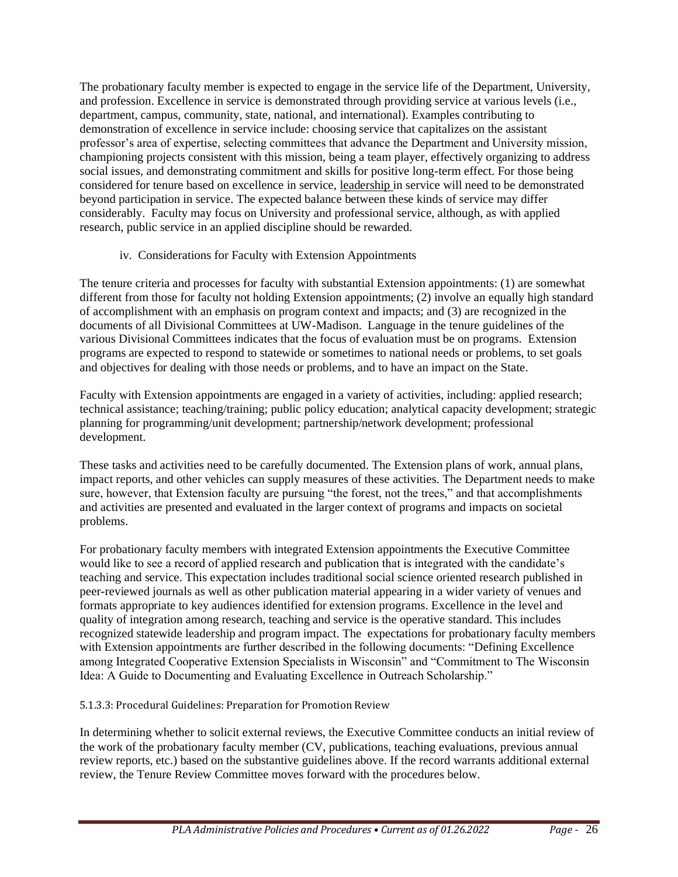The probationary faculty member is expected to engage in the service life of the Department, University, and profession. Excellence in service is demonstrated through providing service at various levels (i.e., department, campus, community, state, national, and international). Examples contributing to demonstration of excellence in service include: choosing service that capitalizes on the assistant professor's area of expertise, selecting committees that advance the Department and University mission, championing projects consistent with this mission, being a team player, effectively organizing to address social issues, and demonstrating commitment and skills for positive long-term effect. For those being considered for tenure based on excellence in service, leadership in service will need to be demonstrated beyond participation in service. The expected balance between these kinds of service may differ considerably. Faculty may focus on University and professional service, although, as with applied research, public service in an applied discipline should be rewarded.

iv. Considerations for Faculty with Extension Appointments

The tenure criteria and processes for faculty with substantial Extension appointments: (1) are somewhat different from those for faculty not holding Extension appointments; (2) involve an equally high standard of accomplishment with an emphasis on program context and impacts; and (3) are recognized in the documents of all Divisional Committees at UW-Madison. Language in the tenure guidelines of the various Divisional Committees indicates that the focus of evaluation must be on programs. Extension programs are expected to respond to statewide or sometimes to national needs or problems, to set goals and objectives for dealing with those needs or problems, and to have an impact on the State.

Faculty with Extension appointments are engaged in a variety of activities, including: applied research; technical assistance; teaching/training; public policy education; analytical capacity development; strategic planning for programming/unit development; partnership/network development; professional development.

These tasks and activities need to be carefully documented. The Extension plans of work, annual plans, impact reports, and other vehicles can supply measures of these activities. The Department needs to make sure, however, that Extension faculty are pursuing "the forest, not the trees," and that accomplishments and activities are presented and evaluated in the larger context of programs and impacts on societal problems.

For probationary faculty members with integrated Extension appointments the Executive Committee would like to see a record of applied research and publication that is integrated with the candidate's teaching and service. This expectation includes traditional social science oriented research published in peer-reviewed journals as well as other publication material appearing in a wider variety of venues and formats appropriate to key audiences identified for extension programs. Excellence in the level and quality of integration among research, teaching and service is the operative standard. This includes recognized statewide leadership and program impact. The expectations for probationary faculty members with Extension appointments are further described in the following documents: "Defining Excellence among Integrated Cooperative Extension Specialists in Wisconsin" and "Commitment to The Wisconsin Idea: A Guide to Documenting and Evaluating Excellence in Outreach Scholarship."

#### 5.1.3.3: Procedural Guidelines: Preparation for Promotion Review

In determining whether to solicit external reviews, the Executive Committee conducts an initial review of the work of the probationary faculty member (CV, publications, teaching evaluations, previous annual review reports, etc.) based on the substantive guidelines above. If the record warrants additional external review, the Tenure Review Committee moves forward with the procedures below.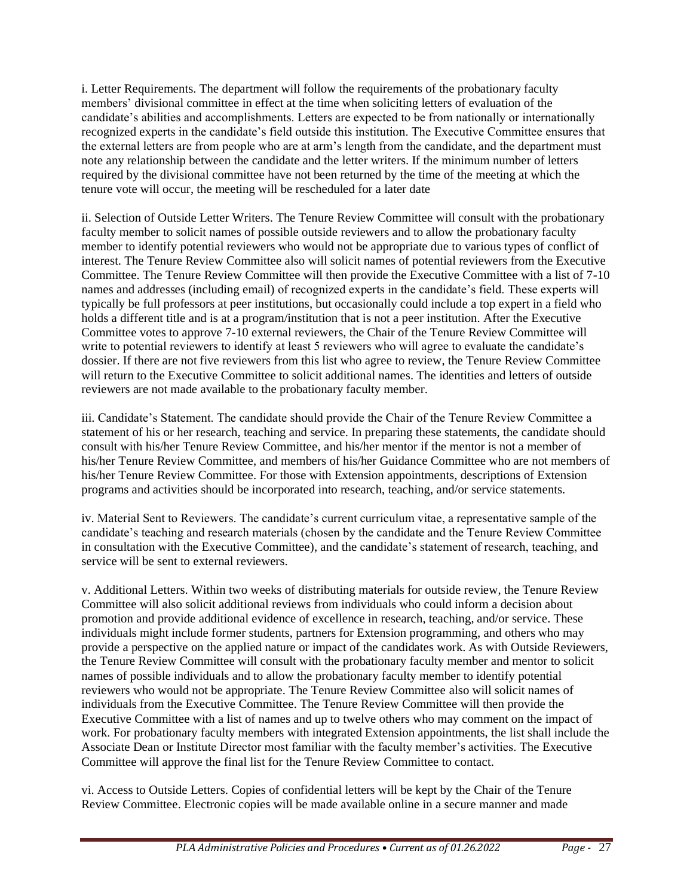i. Letter Requirements. The department will follow the requirements of the probationary faculty members' divisional committee in effect at the time when soliciting letters of evaluation of the candidate's abilities and accomplishments. Letters are expected to be from nationally or internationally recognized experts in the candidate's field outside this institution. The Executive Committee ensures that the external letters are from people who are at arm's length from the candidate, and the department must note any relationship between the candidate and the letter writers. If the minimum number of letters required by the divisional committee have not been returned by the time of the meeting at which the tenure vote will occur, the meeting will be rescheduled for a later date

ii. Selection of Outside Letter Writers. The Tenure Review Committee will consult with the probationary faculty member to solicit names of possible outside reviewers and to allow the probationary faculty member to identify potential reviewers who would not be appropriate due to various types of conflict of interest. The Tenure Review Committee also will solicit names of potential reviewers from the Executive Committee. The Tenure Review Committee will then provide the Executive Committee with a list of 7-10 names and addresses (including email) of recognized experts in the candidate's field. These experts will typically be full professors at peer institutions, but occasionally could include a top expert in a field who holds a different title and is at a program/institution that is not a peer institution. After the Executive Committee votes to approve 7-10 external reviewers, the Chair of the Tenure Review Committee will write to potential reviewers to identify at least 5 reviewers who will agree to evaluate the candidate's dossier. If there are not five reviewers from this list who agree to review, the Tenure Review Committee will return to the Executive Committee to solicit additional names. The identities and letters of outside reviewers are not made available to the probationary faculty member.

iii. Candidate's Statement. The candidate should provide the Chair of the Tenure Review Committee a statement of his or her research, teaching and service. In preparing these statements, the candidate should consult with his/her Tenure Review Committee, and his/her mentor if the mentor is not a member of his/her Tenure Review Committee, and members of his/her Guidance Committee who are not members of his/her Tenure Review Committee. For those with Extension appointments, descriptions of Extension programs and activities should be incorporated into research, teaching, and/or service statements.

iv. Material Sent to Reviewers. The candidate's current curriculum vitae, a representative sample of the candidate's teaching and research materials (chosen by the candidate and the Tenure Review Committee in consultation with the Executive Committee), and the candidate's statement of research, teaching, and service will be sent to external reviewers.

v. Additional Letters. Within two weeks of distributing materials for outside review, the Tenure Review Committee will also solicit additional reviews from individuals who could inform a decision about promotion and provide additional evidence of excellence in research, teaching, and/or service. These individuals might include former students, partners for Extension programming, and others who may provide a perspective on the applied nature or impact of the candidates work. As with Outside Reviewers, the Tenure Review Committee will consult with the probationary faculty member and mentor to solicit names of possible individuals and to allow the probationary faculty member to identify potential reviewers who would not be appropriate. The Tenure Review Committee also will solicit names of individuals from the Executive Committee. The Tenure Review Committee will then provide the Executive Committee with a list of names and up to twelve others who may comment on the impact of work. For probationary faculty members with integrated Extension appointments, the list shall include the Associate Dean or Institute Director most familiar with the faculty member's activities. The Executive Committee will approve the final list for the Tenure Review Committee to contact.

vi. Access to Outside Letters. Copies of confidential letters will be kept by the Chair of the Tenure Review Committee. Electronic copies will be made available online in a secure manner and made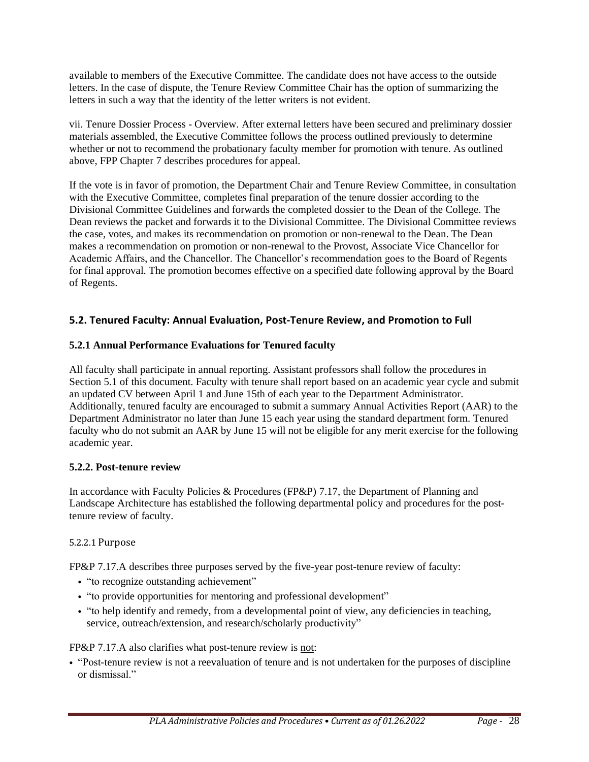available to members of the Executive Committee. The candidate does not have access to the outside letters. In the case of dispute, the Tenure Review Committee Chair has the option of summarizing the letters in such a way that the identity of the letter writers is not evident.

vii. Tenure Dossier Process - Overview. After external letters have been secured and preliminary dossier materials assembled, the Executive Committee follows the process outlined previously to determine whether or not to recommend the probationary faculty member for promotion with tenure. As outlined above, FPP Chapter 7 describes procedures for appeal.

If the vote is in favor of promotion, the Department Chair and Tenure Review Committee, in consultation with the Executive Committee, completes final preparation of the tenure dossier according to the Divisional Committee Guidelines and forwards the completed dossier to the Dean of the College. The Dean reviews the packet and forwards it to the Divisional Committee. The Divisional Committee reviews the case, votes, and makes its recommendation on promotion or non-renewal to the Dean. The Dean makes a recommendation on promotion or non-renewal to the Provost, Associate Vice Chancellor for Academic Affairs, and the Chancellor. The Chancellor's recommendation goes to the Board of Regents for final approval. The promotion becomes effective on a specified date following approval by the Board of Regents.

## 5.2. Tenured Faculty: Annual Evaluation, Post-Tenure Review, and Promotion to Full

### 5.2.1 Annual Performance Evaluations for Tenured faculty

All faculty shall participate in annual reporting. Assistant professors shall follow the procedures in Section 5.1 of this document. Faculty with tenure shall report based on an academic year cycle and submit an updated CV between April 1 and June 15th of each year to the Department Administrator. Additionally, tenured faculty are encouraged to submit a summary Annual Activities Report (AAR) to the Department Administrator no later than June 15 each year using the standard department form. Tenured faculty who do not submit an AAR by June 15 will not be eligible for any merit exercise for the following academic year.

### 5.2.2. Post-tenure review

In accordance with Faculty Policies & Procedures (FP&P) 7.17, the Department of Planning and Landscape Architecture has established the following departmental policy and procedures for the post-tenure review of faculty.

#### 5.2.2.1 Purpose

FP&P 7.17.A describes three purposes served by the five-year post-tenure review of faculty:

- "to recognize outstanding achievement"
- "to provide opportunities for mentoring and professional development"
- "to help identify and remedy, from a developmental point of view, any deficiencies in teaching, service, outreach/extension, and research/scholarly productivity"

FP&P 7.17.A also clarifies what post-tenure review is not:

- "Post-tenure review is not a reevaluation of tenure and is not undertaken for the purposes of discipline or dismissal."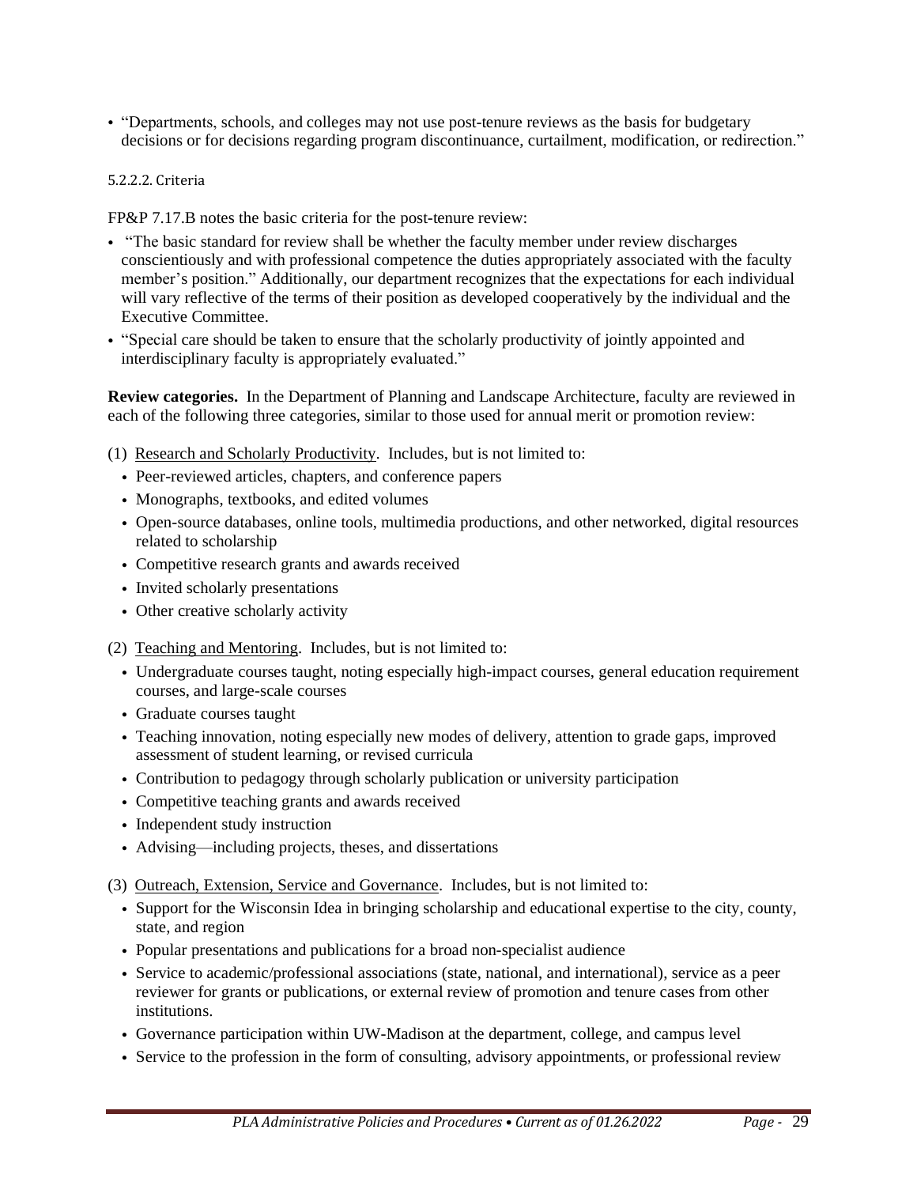- "Departments, schools, and colleges may not use post-tenure reviews as the basis for budgetary decisions or for decisions regarding program discontinuance, curtailment, modification, or redirection."

##### 5.2.2.2. Criteria

FP&P 7.17.B notes the basic criteria for the post-tenure review:

- "The basic standard for review shall be whether the faculty member under review discharges conscientiously and with professional competence the duties appropriately associated with the faculty member's position." Additionally, our department recognizes that the expectations for each individual will vary reflective of the terms of their position as developed cooperatively by the individual and the Executive Committee.
- "Special care should be taken to ensure that the scholarly productivity of jointly appointed and interdisciplinary faculty is appropriately evaluated."

**Review categories.** In the Department of Planning and Landscape Architecture, faculty are reviewed in each of the following three categories, similar to those used for annual merit or promotion review:

(1) <u>Research and Scholarly Productivity</u>. Includes, but is not limited to:

- Peer-reviewed articles, chapters, and conference papers
- Monographs, textbooks, and edited volumes
- Open-source databases, online tools, multimedia productions, and other networked, digital resources related to scholarship
- Competitive research grants and awards received
- Invited scholarly presentations
- Other creative scholarly activity

(2) <u>Teaching and Mentoring</u>. Includes, but is not limited to:

- Undergraduate courses taught, noting especially high-impact courses, general education requirement courses, and large-scale courses
- Graduate courses taught
- Teaching innovation, noting especially new modes of delivery, attention to grade gaps, improved assessment of student learning, or revised curricula
- Contribution to pedagogy through scholarly publication or university participation
- Competitive teaching grants and awards received
- Independent study instruction
- Advising—including projects, theses, and dissertations

(3) <u>Outreach, Extension, Service and Governance</u>. Includes, but is not limited to:

- Support for the Wisconsin Idea in bringing scholarship and educational expertise to the city, county, state, and region
- Popular presentations and publications for a broad non-specialist audience
- Service to academic/professional associations (state, national, and international), service as a peer reviewer for grants or publications, or external review of promotion and tenure cases from other institutions.
- Governance participation within UW-Madison at the department, college, and campus level
- Service to the profession in the form of consulting, advisory appointments, or professional review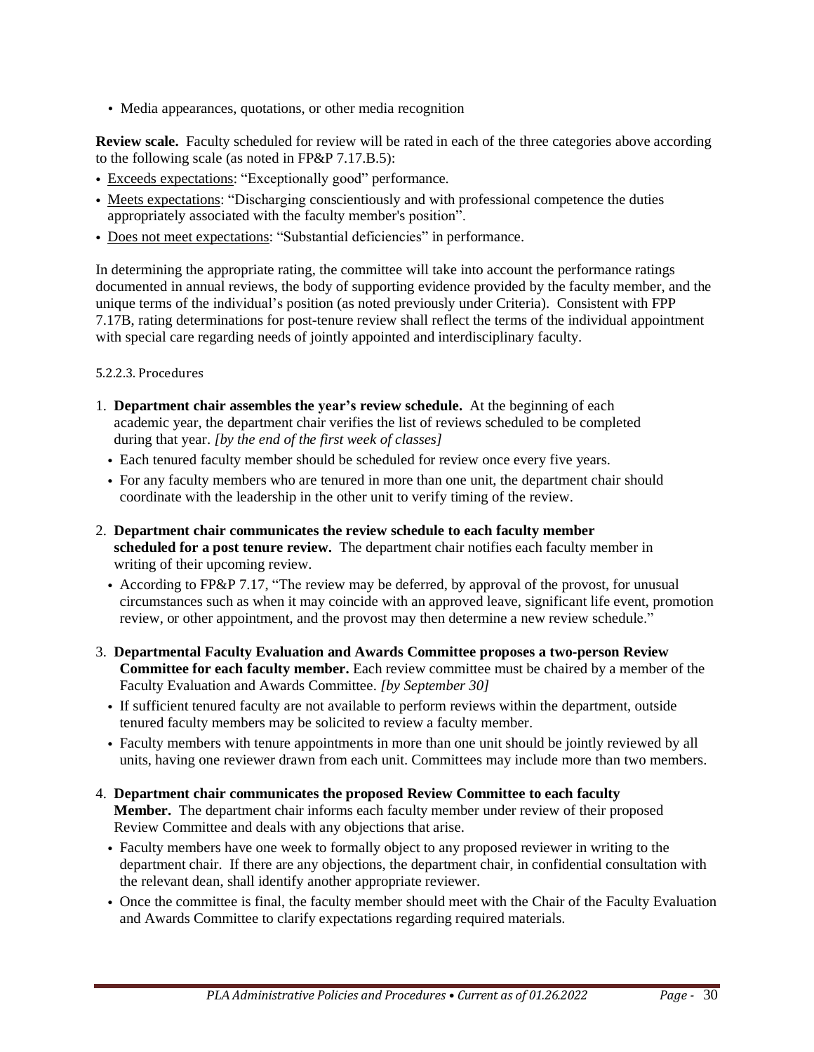- Media appearances, quotations, or other media recognition

**Review scale.** Faculty scheduled for review will be rated in each of the three categories above according to the following scale (as noted in FP&P 7.17.B.5):

- Exceeds expectations: "Exceptionally good" performance.
- Meets expectations: "Discharging conscientiously and with professional competence the duties appropriately associated with the faculty member's position".
- Does not meet expectations: "Substantial deficiencies" in performance.

In determining the appropriate rating, the committee will take into account the performance ratings documented in annual reviews, the body of supporting evidence provided by the faculty member, and the unique terms of the individual's position (as noted previously under Criteria). Consistent with FPP 7.17B, rating determinations for post-tenure review shall reflect the terms of the individual appointment with special care regarding needs of jointly appointed and interdisciplinary faculty.

#### 5.2.2.3. Procedures

1. **Department chair assembles the year's review schedule.** At the beginning of each academic year, the department chair verifies the list of reviews scheduled to be completed during that year. *[by the end of the first week of classes]*
   - Each tenured faculty member should be scheduled for review once every five years.
   - For any faculty members who are tenured in more than one unit, the department chair should coordinate with the leadership in the other unit to verify timing of the review.
2. **Department chair communicates the review schedule to each faculty member scheduled for a post tenure review.** The department chair notifies each faculty member in writing of their upcoming review.
   - According to FP&P 7.17, "The review may be deferred, by approval of the provost, for unusual circumstances such as when it may coincide with an approved leave, significant life event, promotion review, or other appointment, and the provost may then determine a new review schedule."
3. **Departmental Faculty Evaluation and Awards Committee proposes a two-person Review Committee for each faculty member.** Each review committee must be chaired by a member of the Faculty Evaluation and Awards Committee. *[by September 30]*
   - If sufficient tenured faculty are not available to perform reviews within the department, outside tenured faculty members may be solicited to review a faculty member.
   - Faculty members with tenure appointments in more than one unit should be jointly reviewed by all units, having one reviewer drawn from each unit. Committees may include more than two members.
4. **Department chair communicates the proposed Review Committee to each faculty Member.** The department chair informs each faculty member under review of their proposed Review Committee and deals with any objections that arise.
   - Faculty members have one week to formally object to any proposed reviewer in writing to the department chair. If there are any objections, the department chair, in confidential consultation with the relevant dean, shall identify another appropriate reviewer.
   - Once the committee is final, the faculty member should meet with the Chair of the Faculty Evaluation and Awards Committee to clarify expectations regarding required materials.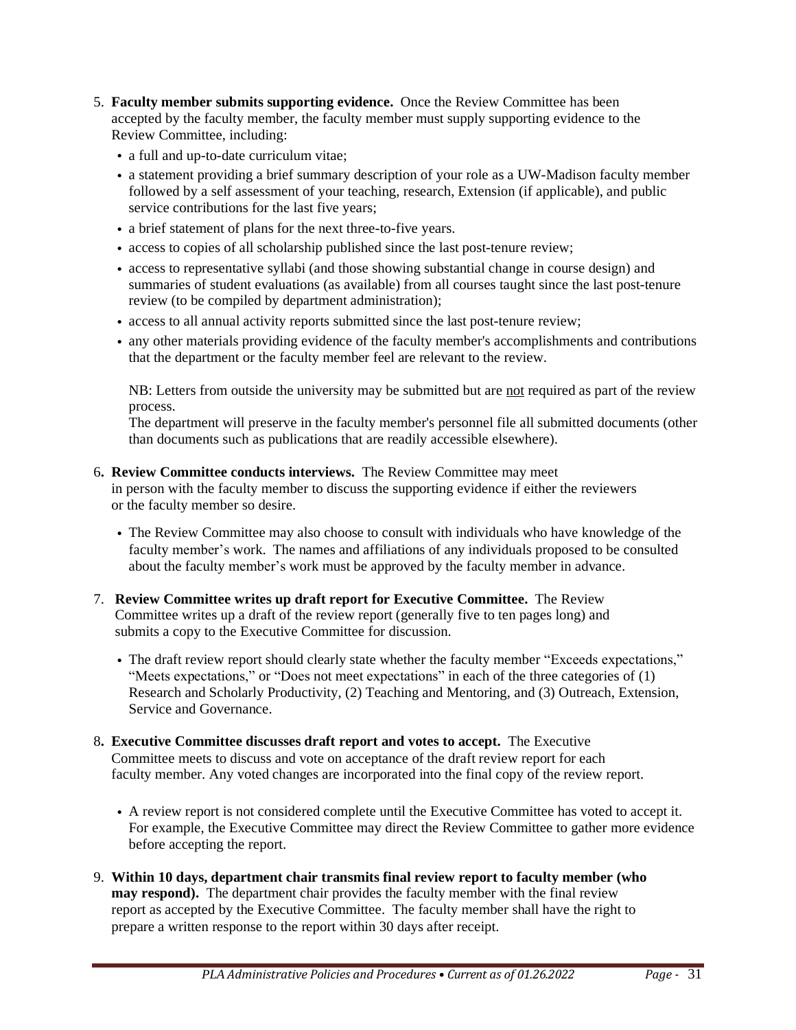5. **Faculty member submits supporting evidence.** Once the Review Committee has been accepted by the faculty member, the faculty member must supply supporting evidence to the Review Committee, including:
   - a full and up-to-date curriculum vitae;
   - a statement providing a brief summary description of your role as a UW-Madison faculty member followed by a self assessment of your teaching, research, Extension (if applicable), and public service contributions for the last five years;
   - a brief statement of plans for the next three-to-five years.
   - access to copies of all scholarship published since the last post-tenure review;
   - access to representative syllabi (and those showing substantial change in course design) and summaries of student evaluations (as available) from all courses taught since the last post-tenure review (to be compiled by department administration);
   - access to all annual activity reports submitted since the last post-tenure review;
   - any other materials providing evidence of the faculty member's accomplishments and contributions that the department or the faculty member feel are relevant to the review.

   NB: Letters from outside the university may be submitted but are <u>not</u> required as part of the review process.
   The department will preserve in the faculty member's personnel file all submitted documents (other than documents such as publications that are readily accessible elsewhere).

6. **Review Committee conducts interviews.** The Review Committee may meet in person with the faculty member to discuss the supporting evidence if either the reviewers or the faculty member so desire.
   - The Review Committee may also choose to consult with individuals who have knowledge of the faculty member's work. The names and affiliations of any individuals proposed to be consulted about the faculty member's work must be approved by the faculty member in advance.

7. **Review Committee writes up draft report for Executive Committee.** The Review Committee writes up a draft of the review report (generally five to ten pages long) and submits a copy to the Executive Committee for discussion.
   - The draft review report should clearly state whether the faculty member "Exceeds expectations," "Meets expectations," or "Does not meet expectations" in each of the three categories of (1) Research and Scholarly Productivity, (2) Teaching and Mentoring, and (3) Outreach, Extension, Service and Governance.

8. **Executive Committee discusses draft report and votes to accept.** The Executive Committee meets to discuss and vote on acceptance of the draft review report for each faculty member. Any voted changes are incorporated into the final copy of the review report.
   - A review report is not considered complete until the Executive Committee has voted to accept it. For example, the Executive Committee may direct the Review Committee to gather more evidence before accepting the report.

9. **Within 10 days, department chair transmits final review report to faculty member (who may respond).** The department chair provides the faculty member with the final review report as accepted by the Executive Committee. The faculty member shall have the right to prepare a written response to the report within 30 days after receipt.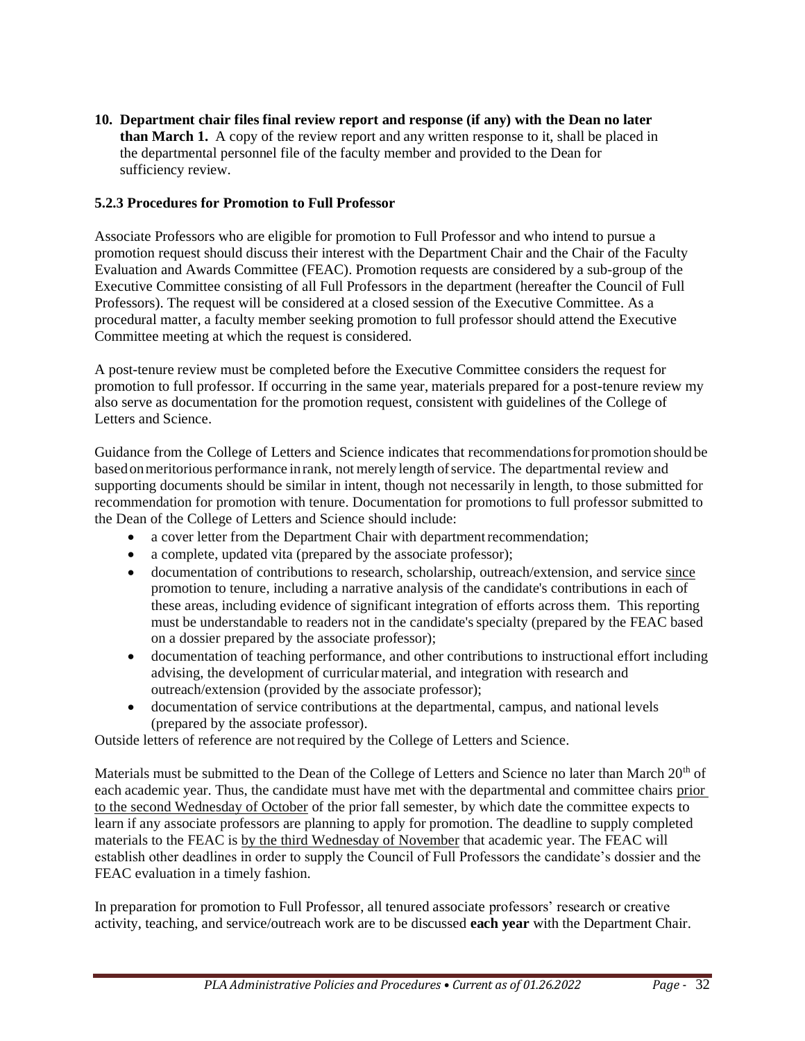**10. Department chair files final review report and response (if any) with the Dean no later than March 1.** A copy of the review report and any written response to it, shall be placed in the departmental personnel file of the faculty member and provided to the Dean for sufficiency review.

### 5.2.3 Procedures for Promotion to Full Professor

Associate Professors who are eligible for promotion to Full Professor and who intend to pursue a promotion request should discuss their interest with the Department Chair and the Chair of the Faculty Evaluation and Awards Committee (FEAC). Promotion requests are considered by a sub-group of the Executive Committee consisting of all Full Professors in the department (hereafter the Council of Full Professors). The request will be considered at a closed session of the Executive Committee. As a procedural matter, a faculty member seeking promotion to full professor should attend the Executive Committee meeting at which the request is considered.

A post-tenure review must be completed before the Executive Committee considers the request for promotion to full professor. If occurring in the same year, materials prepared for a post-tenure review my also serve as documentation for the promotion request, consistent with guidelines of the College of Letters and Science.

Guidance from the College of Letters and Science indicates that recommendations for promotion should be based on meritorious performance in rank, not merely length of service. The departmental review and supporting documents should be similar in intent, though not necessarily in length, to those submitted for recommendation for promotion with tenure. Documentation for promotions to full professor submitted to the Dean of the College of Letters and Science should include:

- a cover letter from the Department Chair with department recommendation;
- a complete, updated vita (prepared by the associate professor);
- documentation of contributions to research, scholarship, outreach/extension, and service since promotion to tenure, including a narrative analysis of the candidate's contributions in each of these areas, including evidence of significant integration of efforts across them. This reporting must be understandable to readers not in the candidate's specialty (prepared by the FEAC based on a dossier prepared by the associate professor);
- documentation of teaching performance, and other contributions to instructional effort including advising, the development of curricular material, and integration with research and outreach/extension (provided by the associate professor);
- documentation of service contributions at the departmental, campus, and national levels (prepared by the associate professor).

Outside letters of reference are not required by the College of Letters and Science.

Materials must be submitted to the Dean of the College of Letters and Science no later than March 20th of each academic year. Thus, the candidate must have met with the departmental and committee chairs prior to the second Wednesday of October of the prior fall semester, by which date the committee expects to learn if any associate professors are planning to apply for promotion. The deadline to supply completed materials to the FEAC is by the third Wednesday of November that academic year. The FEAC will establish other deadlines in order to supply the Council of Full Professors the candidate's dossier and the FEAC evaluation in a timely fashion.

In preparation for promotion to Full Professor, all tenured associate professors' research or creative activity, teaching, and service/outreach work are to be discussed **each year** with the Department Chair.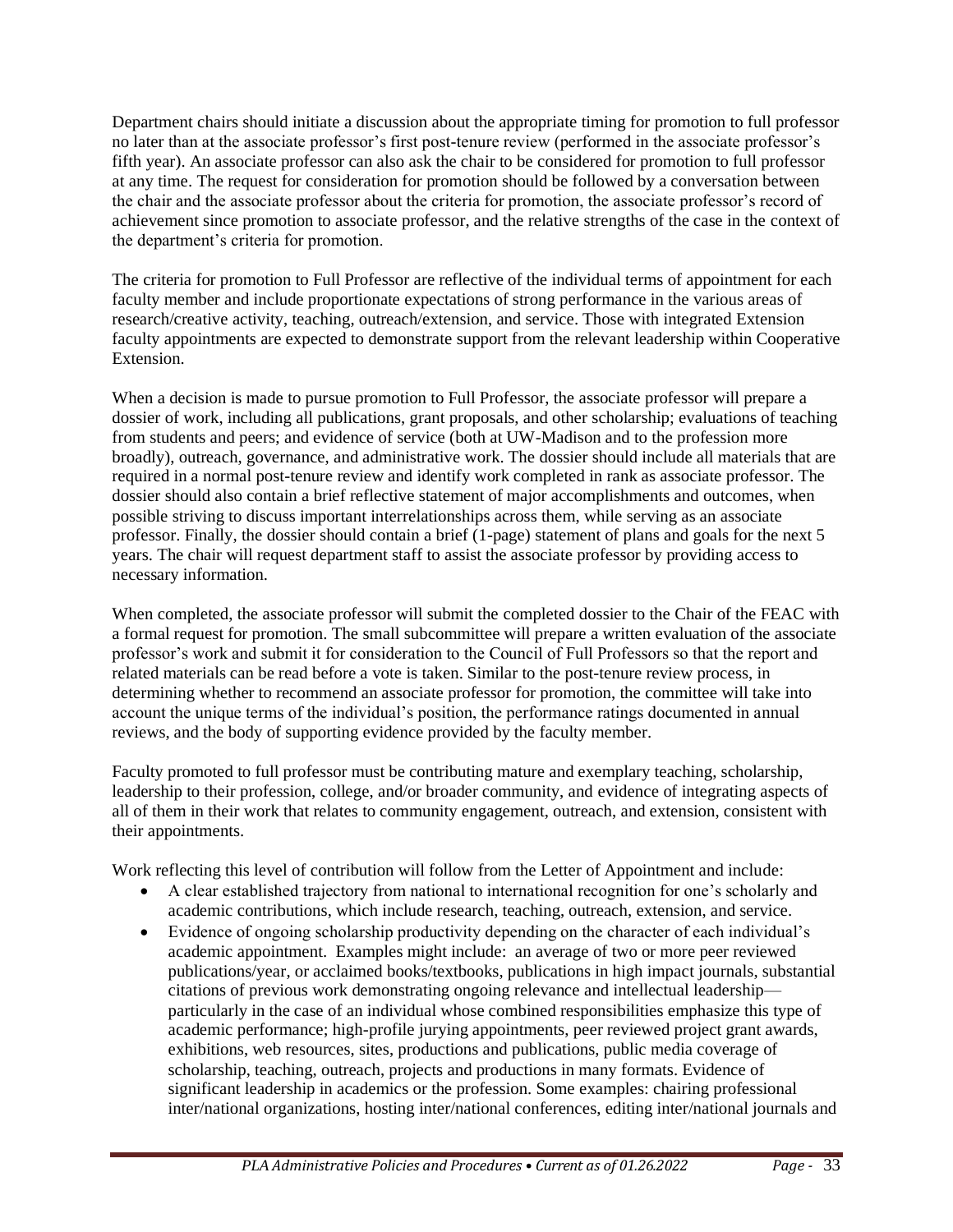Department chairs should initiate a discussion about the appropriate timing for promotion to full professor no later than at the associate professor's first post-tenure review (performed in the associate professor's fifth year). An associate professor can also ask the chair to be considered for promotion to full professor at any time. The request for consideration for promotion should be followed by a conversation between the chair and the associate professor about the criteria for promotion, the associate professor's record of achievement since promotion to associate professor, and the relative strengths of the case in the context of the department's criteria for promotion.

The criteria for promotion to Full Professor are reflective of the individual terms of appointment for each faculty member and include proportionate expectations of strong performance in the various areas of research/creative activity, teaching, outreach/extension, and service. Those with integrated Extension faculty appointments are expected to demonstrate support from the relevant leadership within Cooperative Extension.

When a decision is made to pursue promotion to Full Professor, the associate professor will prepare a dossier of work, including all publications, grant proposals, and other scholarship; evaluations of teaching from students and peers; and evidence of service (both at UW-Madison and to the profession more broadly), outreach, governance, and administrative work. The dossier should include all materials that are required in a normal post-tenure review and identify work completed in rank as associate professor. The dossier should also contain a brief reflective statement of major accomplishments and outcomes, when possible striving to discuss important interrelationships across them, while serving as an associate professor. Finally, the dossier should contain a brief (1-page) statement of plans and goals for the next 5 years. The chair will request department staff to assist the associate professor by providing access to necessary information.

When completed, the associate professor will submit the completed dossier to the Chair of the FEAC with a formal request for promotion. The small subcommittee will prepare a written evaluation of the associate professor's work and submit it for consideration to the Council of Full Professors so that the report and related materials can be read before a vote is taken. Similar to the post-tenure review process, in determining whether to recommend an associate professor for promotion, the committee will take into account the unique terms of the individual's position, the performance ratings documented in annual reviews, and the body of supporting evidence provided by the faculty member.

Faculty promoted to full professor must be contributing mature and exemplary teaching, scholarship, leadership to their profession, college, and/or broader community, and evidence of integrating aspects of all of them in their work that relates to community engagement, outreach, and extension, consistent with their appointments.

Work reflecting this level of contribution will follow from the Letter of Appointment and include:

- A clear established trajectory from national to international recognition for one's scholarly and academic contributions, which include research, teaching, outreach, extension, and service.
- Evidence of ongoing scholarship productivity depending on the character of each individual's academic appointment. Examples might include: an average of two or more peer reviewed publications/year, or acclaimed books/textbooks, publications in high impact journals, substantial citations of previous work demonstrating ongoing relevance and intellectual leadership—particularly in the case of an individual whose combined responsibilities emphasize this type of academic performance; high-profile jurying appointments, peer reviewed project grant awards, exhibitions, web resources, sites, productions and publications, public media coverage of scholarship, teaching, outreach, projects and productions in many formats. Evidence of significant leadership in academics or the profession. Some examples: chairing professional inter/national organizations, hosting inter/national conferences, editing inter/national journals and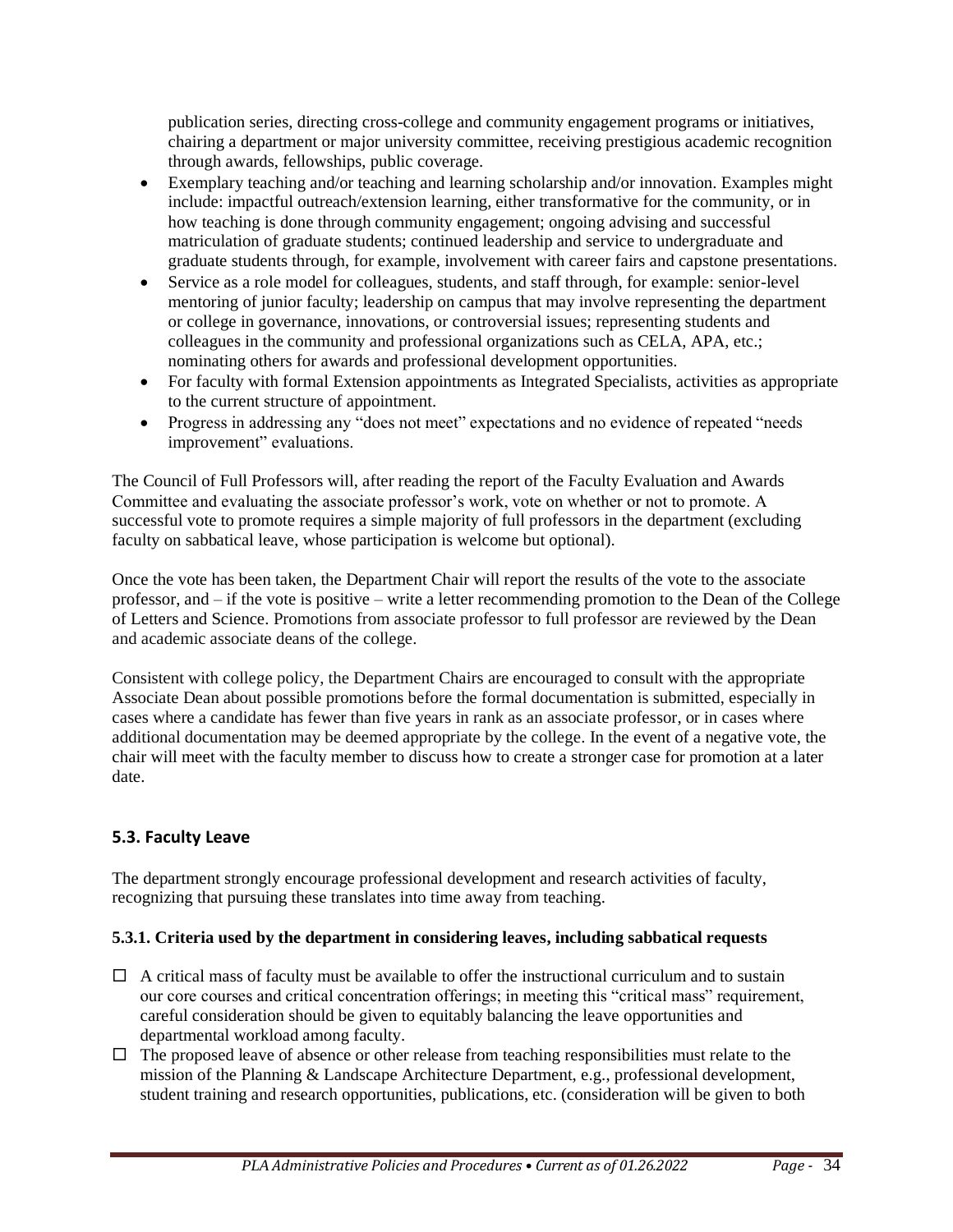publication series, directing cross-college and community engagement programs or initiatives, chairing a department or major university committee, receiving prestigious academic recognition through awards, fellowships, public coverage.

- Exemplary teaching and/or teaching and learning scholarship and/or innovation. Examples might include: impactful outreach/extension learning, either transformative for the community, or in how teaching is done through community engagement; ongoing advising and successful matriculation of graduate students; continued leadership and service to undergraduate and graduate students through, for example, involvement with career fairs and capstone presentations.
- Service as a role model for colleagues, students, and staff through, for example: senior-level mentoring of junior faculty; leadership on campus that may involve representing the department or college in governance, innovations, or controversial issues; representing students and colleagues in the community and professional organizations such as CELA, APA, etc.; nominating others for awards and professional development opportunities.
- For faculty with formal Extension appointments as Integrated Specialists, activities as appropriate to the current structure of appointment.
- Progress in addressing any "does not meet" expectations and no evidence of repeated "needs improvement" evaluations.

The Council of Full Professors will, after reading the report of the Faculty Evaluation and Awards Committee and evaluating the associate professor's work, vote on whether or not to promote. A successful vote to promote requires a simple majority of full professors in the department (excluding faculty on sabbatical leave, whose participation is welcome but optional).

Once the vote has been taken, the Department Chair will report the results of the vote to the associate professor, and – if the vote is positive – write a letter recommending promotion to the Dean of the College of Letters and Science. Promotions from associate professor to full professor are reviewed by the Dean and academic associate deans of the college.

Consistent with college policy, the Department Chairs are encouraged to consult with the appropriate Associate Dean about possible promotions before the formal documentation is submitted, especially in cases where a candidate has fewer than five years in rank as an associate professor, or in cases where additional documentation may be deemed appropriate by the college. In the event of a negative vote, the chair will meet with the faculty member to discuss how to create a stronger case for promotion at a later date.

## 5.3. Faculty Leave

The department strongly encourage professional development and research activities of faculty, recognizing that pursuing these translates into time away from teaching.

### 5.3.1. Criteria used by the department in considering leaves, including sabbatical requests

- ☐ A critical mass of faculty must be available to offer the instructional curriculum and to sustain our core courses and critical concentration offerings; in meeting this "critical mass" requirement, careful consideration should be given to equitably balancing the leave opportunities and departmental workload among faculty.
- ☐ The proposed leave of absence or other release from teaching responsibilities must relate to the mission of the Planning & Landscape Architecture Department, e.g., professional development, student training and research opportunities, publications, etc. (consideration will be given to both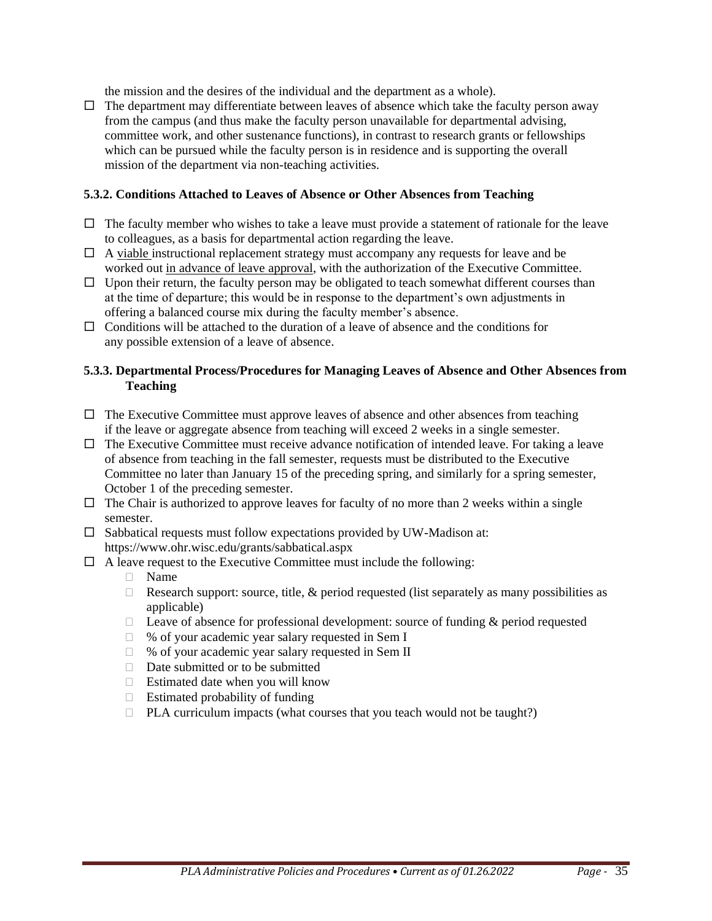the mission and the desires of the individual and the department as a whole).

- The department may differentiate between leaves of absence which take the faculty person away from the campus (and thus make the faculty person unavailable for departmental advising, committee work, and other sustenance functions), in contrast to research grants or fellowships which can be pursued while the faculty person is in residence and is supporting the overall mission of the department via non-teaching activities.

### 5.3.2. Conditions Attached to Leaves of Absence or Other Absences from Teaching

- The faculty member who wishes to take a leave must provide a statement of rationale for the leave to colleagues, as a basis for departmental action regarding the leave.
- A viable instructional replacement strategy must accompany any requests for leave and be worked out in advance of leave approval, with the authorization of the Executive Committee.
- Upon their return, the faculty person may be obligated to teach somewhat different courses than at the time of departure; this would be in response to the department's own adjustments in offering a balanced course mix during the faculty member's absence.
- Conditions will be attached to the duration of a leave of absence and the conditions for any possible extension of a leave of absence.

### 5.3.3. Departmental Process/Procedures for Managing Leaves of Absence and Other Absences from Teaching

- The Executive Committee must approve leaves of absence and other absences from teaching if the leave or aggregate absence from teaching will exceed 2 weeks in a single semester.
- The Executive Committee must receive advance notification of intended leave. For taking a leave of absence from teaching in the fall semester, requests must be distributed to the Executive Committee no later than January 15 of the preceding spring, and similarly for a spring semester, October 1 of the preceding semester.
- The Chair is authorized to approve leaves for faculty of no more than 2 weeks within a single semester.
- Sabbatical requests must follow expectations provided by UW-Madison at: https://www.ohr.wisc.edu/grants/sabbatical.aspx
- A leave request to the Executive Committee must include the following:
  - Name
  - Research support: source, title, & period requested (list separately as many possibilities as applicable)
  - Leave of absence for professional development: source of funding & period requested
  - % of your academic year salary requested in Sem I
  - % of your academic year salary requested in Sem II
  - Date submitted or to be submitted
  - Estimated date when you will know
  - Estimated probability of funding
  - PLA curriculum impacts (what courses that you teach would not be taught?)